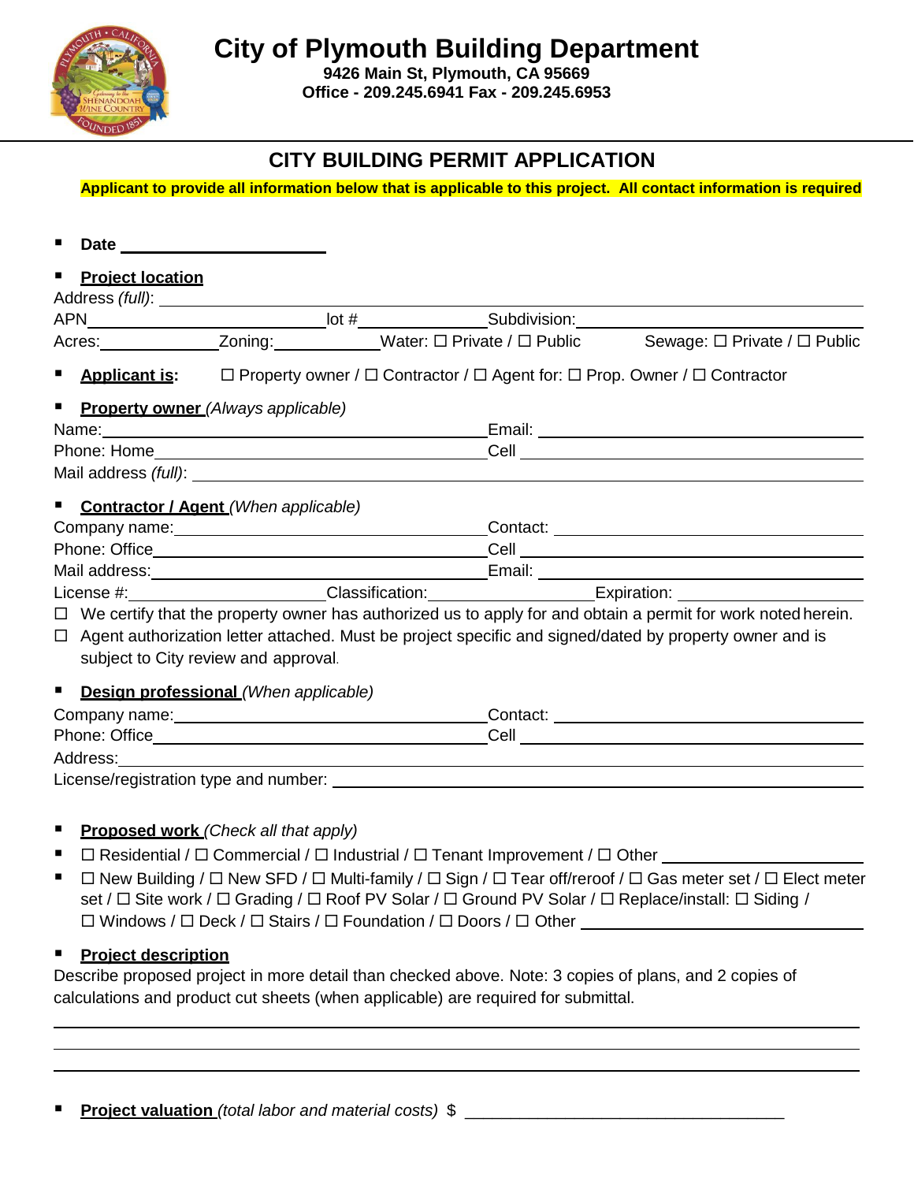# City of Plymouth Building Department

**9426 Main St, Plymouth, CA 95669**
**Office - 209.245.6941 Fax - 209.245.6953**

## CITY BUILDING PERMIT APPLICATION

**Applicant to provide all information below that is applicable to this project. All contact information is required**

- **Date** ______________________

- **Project location**

Address *(full)*: ______________________
APN ______________________ lot # ____________ Subdivision: ______________________
Acres: ____________ Zoning: ____________ Water: ☐ Private / ☐ Public Sewage: ☐ Private / ☐ Public

- **Applicant is:** ☐ Property owner / ☐ Contractor / ☐ Agent for: ☐ Prop. Owner / ☐ Contractor

- **Property owner** *(Always applicable)*

Name: ______________________ Email: ______________________
Phone: Home ______________________ Cell ______________________
Mail address *(full)*: ______________________

- **Contractor / Agent** *(When applicable)*

Company name: ______________________ Contact: ______________________
Phone: Office ______________________ Cell ______________________
Mail address: ______________________ Email: ______________________
License #: ____________ Classification: ____________ Expiration: ____________

☐ We certify that the property owner has authorized us to apply for and obtain a permit for work noted herein.

☐ Agent authorization letter attached. Must be project specific and signed/dated by property owner and is subject to City review and approval.

- **Design professional** *(When applicable)*

Company name: ______________________ Contact: ______________________
Phone: Office ______________________ Cell ______________________
Address: ______________________
License/registration type and number: ______________________

- **Proposed work** *(Check all that apply)*
- ☐ Residential / ☐ Commercial / ☐ Industrial / ☐ Tenant Improvement / ☐ Other ______________________
- ☐ New Building / ☐ New SFD / ☐ Multi-family / ☐ Sign / ☐ Tear off/reroof / ☐ Gas meter set / ☐ Elect meter set / ☐ Site work / ☐ Grading / ☐ Roof PV Solar / ☐ Ground PV Solar / ☐ Replace/install: ☐ Siding / ☐ Windows / ☐ Deck / ☐ Stairs / ☐ Foundation / ☐ Doors / ☐ Other ______________________

- **Project description**

Describe proposed project in more detail than checked above. Note: 3 copies of plans, and 2 copies of calculations and product cut sheets (when applicable) are required for submittal.

______________________

______________________

______________________

- **Project valuation** *(total labor and material costs)* $ ______________________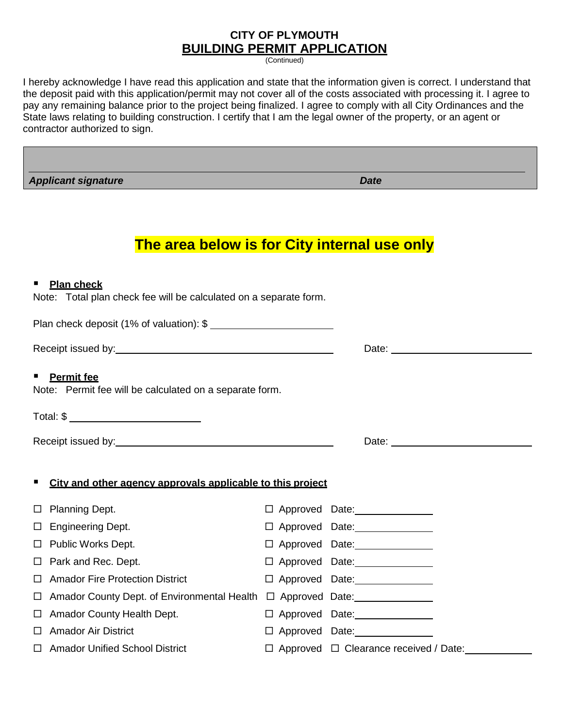**CITY OF PLYMOUTH**

# BUILDING PERMIT APPLICATION

(Continued)

I hereby acknowledge I have read this application and state that the information given is correct. I understand that the deposit paid with this application/permit may not cover all of the costs associated with processing it. I agree to pay any remaining balance prior to the project being finalized. I agree to comply with all City Ordinances and the State laws relating to building construction. I certify that I am the legal owner of the property, or an agent or contractor authorized to sign.

| ***Applicant signature*** | ***Date*** |
|---|---|
| | |

## The area below is for City internal use only

- **Plan check**

Note: Total plan check fee will be calculated on a separate form.

Plan check deposit (1% of valuation): $ ____________________

Receipt issued by: ____________________ Date: ____________________

- **Permit fee**

Note: Permit fee will be calculated on a separate form.

Total: $ ____________________

Receipt issued by: ____________________ Date: ____________________

- **City and other agency approvals applicable to this project**

| | | |
|---|---|---|
| ☐ Planning Dept. | ☐ Approved | Date: ____________ |
| ☐ Engineering Dept. | ☐ Approved | Date: ____________ |
| ☐ Public Works Dept. | ☐ Approved | Date: ____________ |
| ☐ Park and Rec. Dept. | ☐ Approved | Date: ____________ |
| ☐ Amador Fire Protection District | ☐ Approved | Date: ____________ |
| ☐ Amador County Dept. of Environmental Health | ☐ Approved | Date: ____________ |
| ☐ Amador County Health Dept. | ☐ Approved | Date: ____________ |
| ☐ Amador Air District | ☐ Approved | Date: ____________ |
| ☐ Amador Unified School District | ☐ Approved | ☐ Clearance received / Date: ____________ |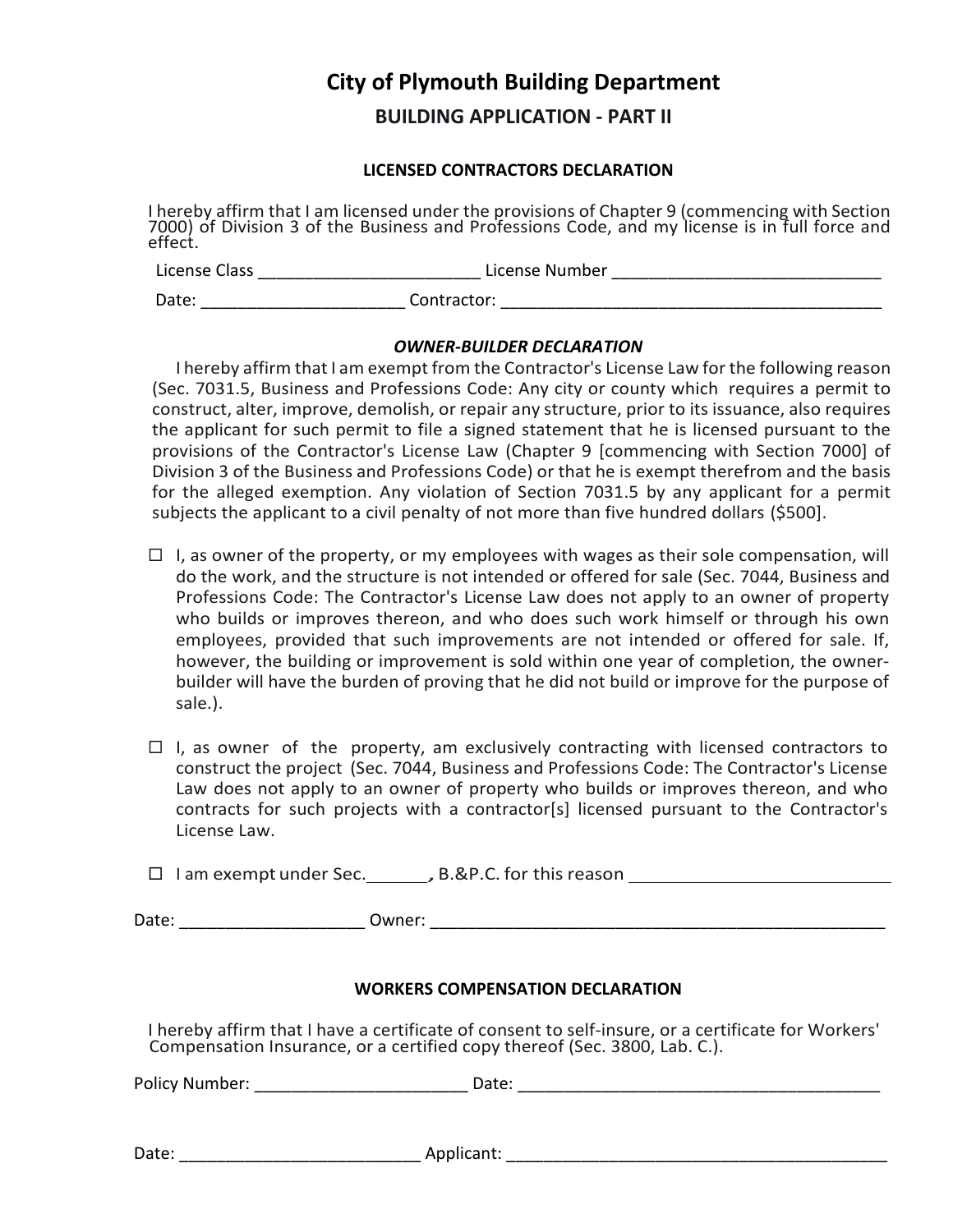# City of Plymouth Building Department

## BUILDING APPLICATION - PART II

### LICENSED CONTRACTORS DECLARATION

I hereby affirm that I am licensed under the provisions of Chapter 9 (commencing with Section 7000) of Division 3 of the Business and Professions Code, and my license is in full force and effect.

License Class ________________________ License Number _____________________________

Date: _____________________ Contractor: __________________________________________

### *OWNER-BUILDER DECLARATION*

I hereby affirm that I am exempt from the Contractor's License Law for the following reason (Sec. 7031.5, Business and Professions Code: Any city or county which requires a permit to construct, alter, improve, demolish, or repair any structure, prior to its issuance, also requires the applicant for such permit to file a signed statement that he is licensed pursuant to the provisions of the Contractor's License Law (Chapter 9 [commencing with Section 7000] of Division 3 of the Business and Professions Code) or that he is exempt therefrom and the basis for the alleged exemption. Any violation of Section 7031.5 by any applicant for a permit subjects the applicant to a civil penalty of not more than five hundred dollars ($500].

☐ I, as owner of the property, or my employees with wages as their sole compensation, will do the work, and the structure is not intended or offered for sale (Sec. 7044, Business and Professions Code: The Contractor's License Law does not apply to an owner of property who builds or improves thereon, and who does such work himself or through his own employees, provided that such improvements are not intended or offered for sale. If, however, the building or improvement is sold within one year of completion, the owner-builder will have the burden of proving that he did not build or improve for the purpose of sale.).

☐ I, as owner of the property, am exclusively contracting with licensed contractors to construct the project (Sec. 7044, Business and Professions Code: The Contractor's License Law does not apply to an owner of property who builds or improves thereon, and who contracts for such projects with a contractor[s] licensed pursuant to the Contractor's License Law.

☐ I am exempt under Sec.______, B.&P.C. for this reason ___________________________

Date: ___________________ Owner: _________________________________________________

### WORKERS COMPENSATION DECLARATION

I hereby affirm that I have a certificate of consent to self-insure, or a certificate for Workers' Compensation Insurance, or a certified copy thereof (Sec. 3800, Lab. C.).

Policy Number: ______________________ Date: _______________________________________

Date: _________________________ Applicant: __________________________________________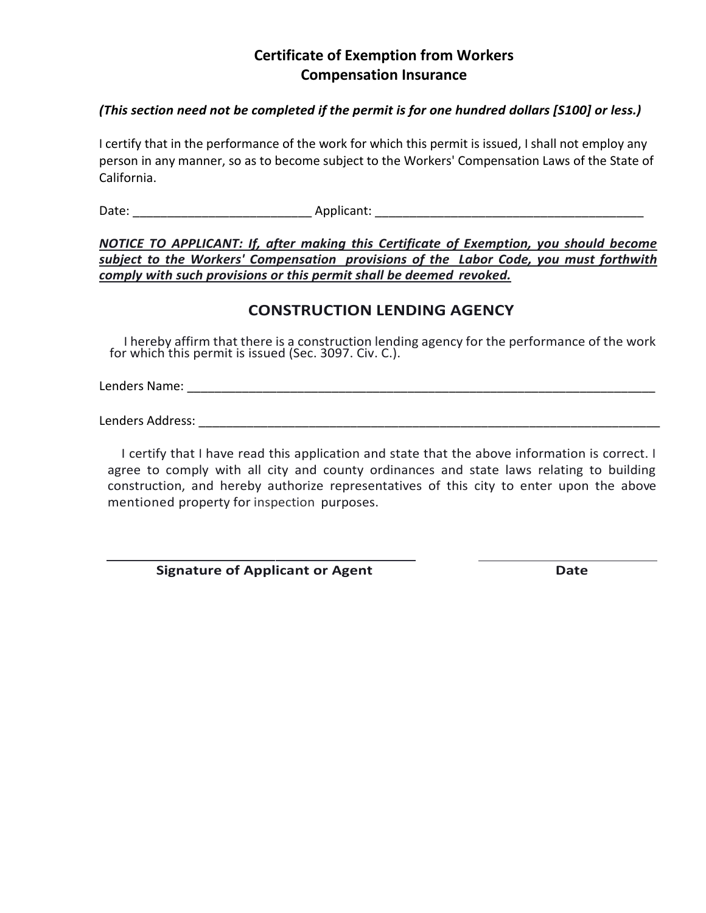## Certificate of Exemption from Workers Compensation Insurance

***(This section need not be completed if the permit is for one hundred dollars [S100] or less.)***

I certify that in the performance of the work for which this permit is issued, I shall not employ any person in any manner, so as to become subject to the Workers' Compensation Laws of the State of California.

Date: __________________________ Applicant: ________________________________________

***NOTICE TO APPLICANT: If, after making this Certificate of Exemption, you should become subject to the Workers' Compensation provisions of the Labor Code, you must forthwith comply with such provisions or this permit shall be deemed revoked.***

## CONSTRUCTION LENDING AGENCY

I hereby affirm that there is a construction lending agency for the performance of the work for which this permit is issued (Sec. 3097. Civ. C.).

Lenders Name: ________________________________________________________________________

Lenders Address: ______________________________________________________________________

I certify that I have read this application and state that the above information is correct. I agree to comply with all city and county ordinances and state laws relating to building construction, and hereby authorize representatives of this city to enter upon the above mentioned property for inspection purposes.

________________________________________ ____________________________

**Signature of Applicant or Agent** **Date**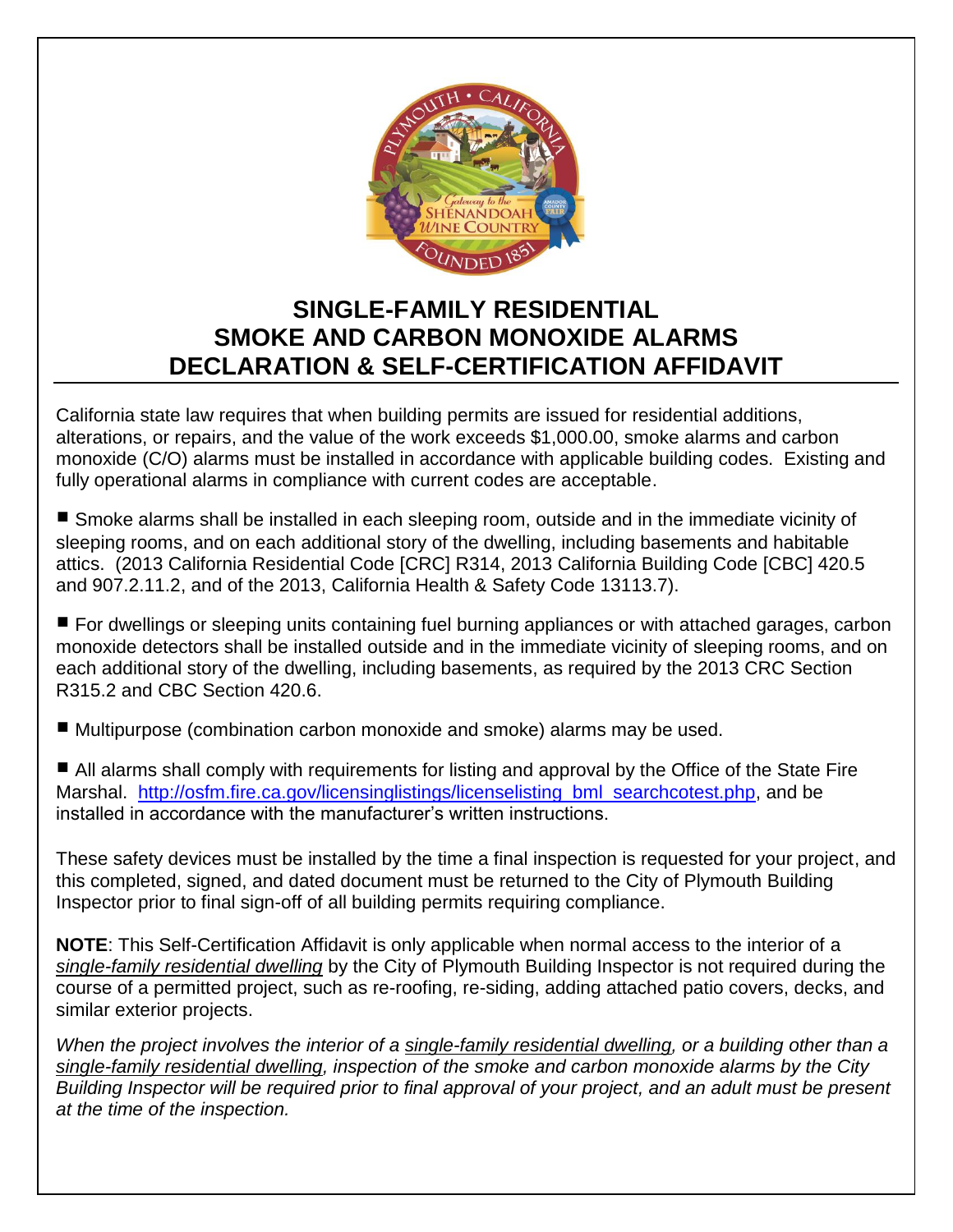# SINGLE-FAMILY RESIDENTIAL SMOKE AND CARBON MONOXIDE ALARMS DECLARATION & SELF-CERTIFICATION AFFIDAVIT

California state law requires that when building permits are issued for residential additions, alterations, or repairs, and the value of the work exceeds $1,000.00, smoke alarms and carbon monoxide (C/O) alarms must be installed in accordance with applicable building codes. Existing and fully operational alarms in compliance with current codes are acceptable.

- Smoke alarms shall be installed in each sleeping room, outside and in the immediate vicinity of sleeping rooms, and on each additional story of the dwelling, including basements and habitable attics. (2013 California Residential Code [CRC] R314, 2013 California Building Code [CBC] 420.5 and 907.2.11.2, and of the 2013, California Health & Safety Code 13113.7).

- For dwellings or sleeping units containing fuel burning appliances or with attached garages, carbon monoxide detectors shall be installed outside and in the immediate vicinity of sleeping rooms, and on each additional story of the dwelling, including basements, as required by the 2013 CRC Section R315.2 and CBC Section 420.6.

- Multipurpose (combination carbon monoxide and smoke) alarms may be used.

- All alarms shall comply with requirements for listing and approval by the Office of the State Fire Marshal. http://osfm.fire.ca.gov/licensinglistings/licenselisting_bml_searchcotest.php, and be installed in accordance with the manufacturer's written instructions.

These safety devices must be installed by the time a final inspection is requested for your project, and this completed, signed, and dated document must be returned to the City of Plymouth Building Inspector prior to final sign-off of all building permits requiring compliance.

**NOTE**: This Self-Certification Affidavit is only applicable when normal access to the interior of a *single-family residential dwelling* by the City of Plymouth Building Inspector is not required during the course of a permitted project, such as re-roofing, re-siding, adding attached patio covers, decks, and similar exterior projects.

*When the project involves the interior of a single-family residential dwelling, or a building other than a single-family residential dwelling, inspection of the smoke and carbon monoxide alarms by the City Building Inspector will be required prior to final approval of your project, and an adult must be present at the time of the inspection.*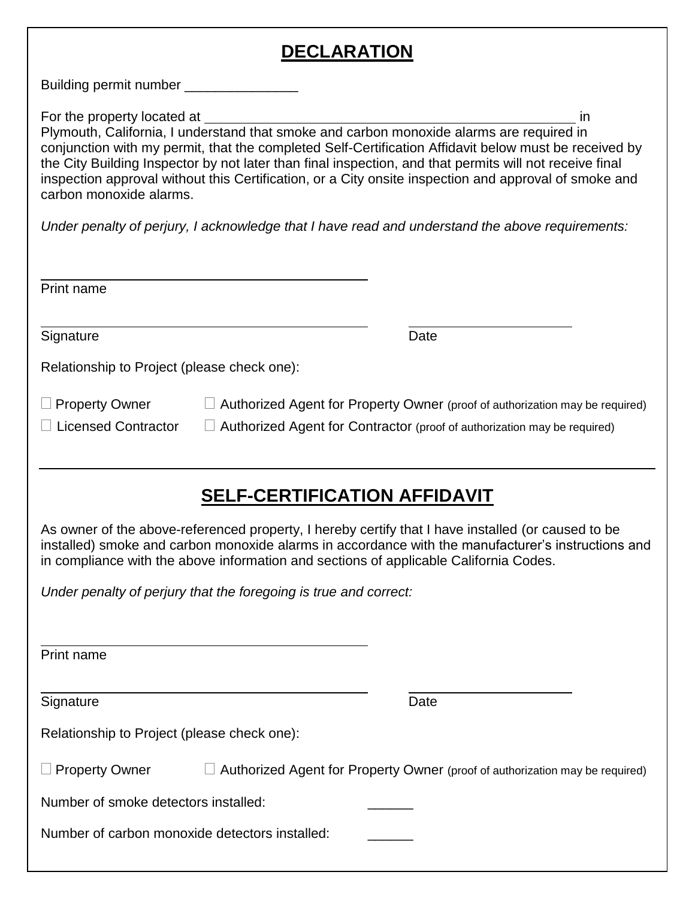# DECLARATION

Building permit number _______________

For the property located at __________________________________________________ in Plymouth, California, I understand that smoke and carbon monoxide alarms are required in conjunction with my permit, that the completed Self-Certification Affidavit below must be received by the City Building Inspector by not later than final inspection, and that permits will not receive final inspection approval without this Certification, or a City onsite inspection and approval of smoke and carbon monoxide alarms.

*Under penalty of perjury, I acknowledge that I have read and understand the above requirements:*

_____________________________________________
Print name

_____________________________________________ ________________________
Signature Date

Relationship to Project (please check one):

☐ Property Owner ☐ Authorized Agent for Property Owner (proof of authorization may be required)

☐ Licensed Contractor ☐ Authorized Agent for Contractor (proof of authorization may be required)

---

# SELF-CERTIFICATION AFFIDAVIT

As owner of the above-referenced property, I hereby certify that I have installed (or caused to be installed) smoke and carbon monoxide alarms in accordance with the manufacturer's instructions and in compliance with the above information and sections of applicable California Codes.

*Under penalty of perjury that the foregoing is true and correct:*

_____________________________________________
Print name

_____________________________________________ ________________________
Signature Date

Relationship to Project (please check one):

☐ Property Owner ☐ Authorized Agent for Property Owner (proof of authorization may be required)

Number of smoke detectors installed: ______

Number of carbon monoxide detectors installed: ______